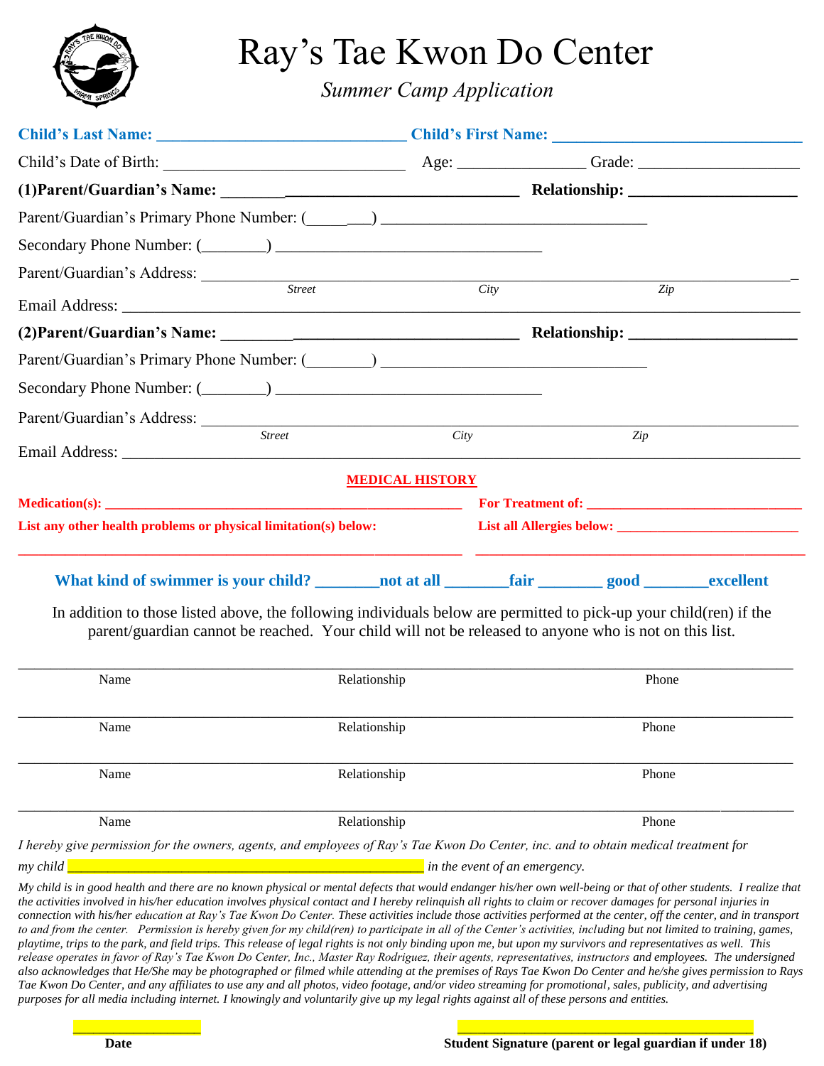# Ray's Tae Kwon Do Center

*Summer Camp Application*

**Child's Last Name:** ______________________________ **Child's First Name:** ______________________________

Child's Date of Birth: ______________________________ Age: _______________ Grade: ___________________

**(1)Parent/Guardian's Name:** ______________________________________ **Relationship:** ____________________

Parent/Guardian's Primary Phone Number: (________) ________________________________

Secondary Phone Number: (________) ________________________________

Parent/Guardian's Address: ___________________________________________________________________________

*Street* *City* *Zip*

Email Address: _____________________________________________________________________________________

**(2)Parent/Guardian's Name:** ______________________________________ **Relationship:** ____________________

Parent/Guardian's Primary Phone Number: (________) ________________________________

Secondary Phone Number: (________) ________________________________

Parent/Guardian's Address: ___________________________________________________________________________

*Street* *City* *Zip*

Email Address: _____________________________________________________________________________________

## MEDICAL HISTORY

**Medication(s):** ______________________________________________ **For Treatment of:** ______________________________

**List any other health problems or physical limitation(s) below:** **List all Allergies below:** _________________________

_______________________________________________________ _______________________________________________

**What kind of swimmer is your child? ________not at all ________fair ________ good ________excellent**

In addition to those listed above, the following individuals below are permitted to pick-up your child(ren) if the parent/guardian cannot be reached. Your child will not be released to anyone who is not on this list.

_____________________________________________________________________________________________

Name Relationship Phone

_____________________________________________________________________________________________

Name Relationship Phone

_____________________________________________________________________________________________

Name Relationship Phone

_____________________________________________________________________________________________

Name Relationship Phone

*I hereby give permission for the owners, agents, and employees of Ray's Tae Kwon Do Center, inc. and to obtain medical treatment for my child* ______________________________________________ *in the event of an emergency.*

*My child is in good health and there are no known physical or mental defects that would endanger his/her own well-being or that of other students. I realize that the activities involved in his/her education involves physical contact and I hereby relinquish all rights to claim or recover damages for personal injuries in connection with his/her education at Ray's Tae Kwon Do Center. These activities include those activities performed at the center, off the center, and in transport to and from the center. Permission is hereby given for my child(ren) to participate in all of the Center's activities, including but not limited to training, games, playtime, trips to the park, and field trips. This release of legal rights is not only binding upon me, but upon my survivors and representatives as well. This release operates in favor of Ray's Tae Kwon Do Center, Inc., Master Ray Rodriguez, their agents, representatives, instructors and employees. The undersigned also acknowledges that He/She may be photographed or filmed while attending at the premises of Rays Tae Kwon Do Center and he/she gives permission to Rays Tae Kwon Do Center, and any affiliates to use any and all photos, video footage, and/or video streaming for promotional, sales, publicity, and advertising purposes for all media including internet. I knowingly and voluntarily give up my legal rights against all of these persons and entities.*

________________ ________________________________________

**Date** **Student Signature (parent or legal guardian if under 18)**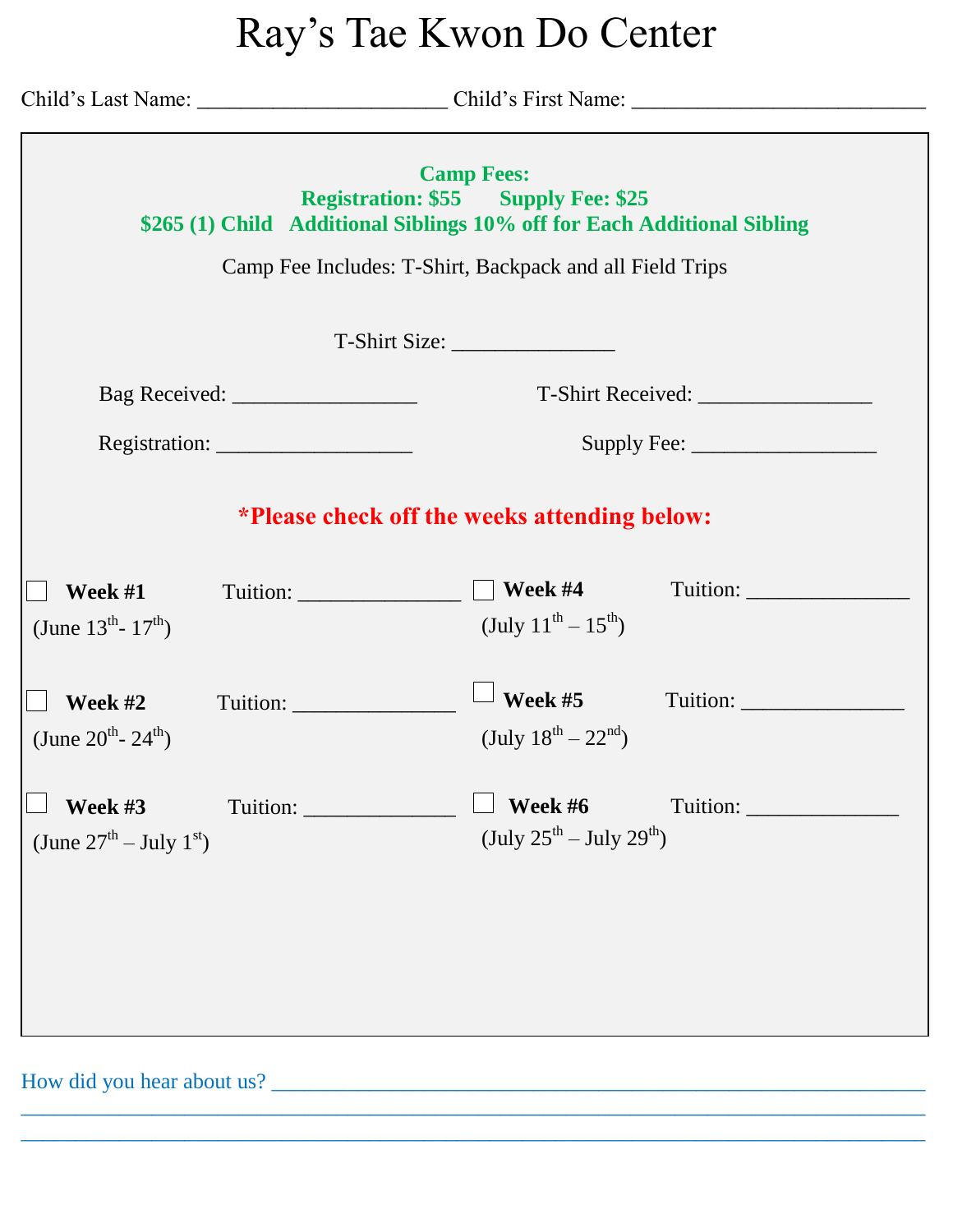# Ray's Tae Kwon Do Center

Child's Last Name: ______________________ Child's First Name: __________________________

**Camp Fees:**

**Registration: $55 Supply Fee: $25**

**$265 (1) Child Additional Siblings 10% off for Each Additional Sibling**

Camp Fee Includes: T-Shirt, Backpack and all Field Trips

T-Shirt Size: _______________

Bag Received: _________________ T-Shirt Received: ________________

Registration: __________________ Supply Fee: _________________

**\*Please check off the weeks attending below:**

☐ **Week #1** (June 13th- 17th) Tuition: _______________

☐ **Week #2** (June 20th- 24th) Tuition: _______________

☐ **Week #3** (June 27th – July 1st) Tuition: ______________

☐ **Week #4** (July 11th – 15th) Tuition: _______________

☐ **Week #5** (July 18th – 22nd) Tuition: _______________

☐ **Week #6** (July 25th – July 29th) Tuition: ______________

How did you hear about us? ____________________________________________________________

______________________________________________________________________________

______________________________________________________________________________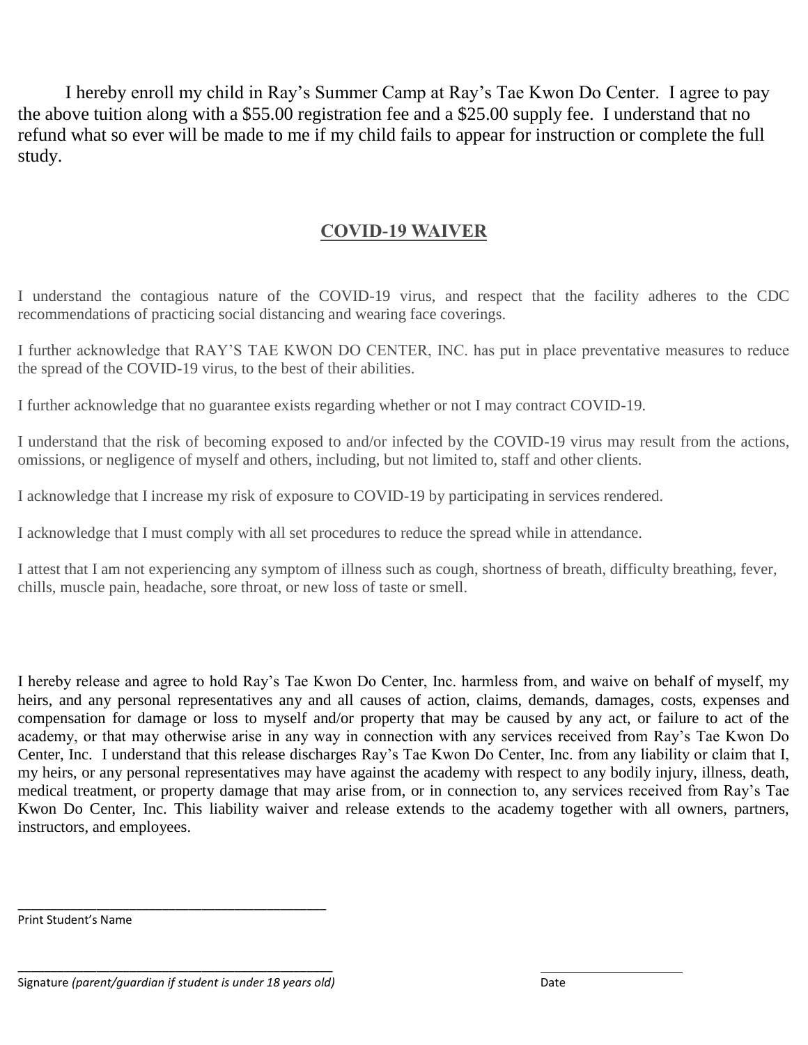I hereby enroll my child in Ray's Summer Camp at Ray's Tae Kwon Do Center. I agree to pay the above tuition along with a $55.00 registration fee and a $25.00 supply fee. I understand that no refund what so ever will be made to me if my child fails to appear for instruction or complete the full study.

## COVID-19 WAIVER

I understand the contagious nature of the COVID-19 virus, and respect that the facility adheres to the CDC recommendations of practicing social distancing and wearing face coverings.

I further acknowledge that RAY'S TAE KWON DO CENTER, INC. has put in place preventative measures to reduce the spread of the COVID-19 virus, to the best of their abilities.

I further acknowledge that no guarantee exists regarding whether or not I may contract COVID-19.

I understand that the risk of becoming exposed to and/or infected by the COVID-19 virus may result from the actions, omissions, or negligence of myself and others, including, but not limited to, staff and other clients.

I acknowledge that I increase my risk of exposure to COVID-19 by participating in services rendered.

I acknowledge that I must comply with all set procedures to reduce the spread while in attendance.

I attest that I am not experiencing any symptom of illness such as cough, shortness of breath, difficulty breathing, fever, chills, muscle pain, headache, sore throat, or new loss of taste or smell.

I hereby release and agree to hold Ray's Tae Kwon Do Center, Inc. harmless from, and waive on behalf of myself, my heirs, and any personal representatives any and all causes of action, claims, demands, damages, costs, expenses and compensation for damage or loss to myself and/or property that may be caused by any act, or failure to act of the academy, or that may otherwise arise in any way in connection with any services received from Ray's Tae Kwon Do Center, Inc. I understand that this release discharges Ray's Tae Kwon Do Center, Inc. from any liability or claim that I, my heirs, or any personal representatives may have against the academy with respect to any bodily injury, illness, death, medical treatment, or property damage that may arise from, or in connection to, any services received from Ray's Tae Kwon Do Center, Inc. This liability waiver and release extends to the academy together with all owners, partners, instructors, and employees.

\_\_\_\_\_\_\_\_\_\_\_\_\_\_\_\_\_\_\_\_\_\_\_\_\_\_\_\_\_\_\_\_\_\_\_\_\_\_\_\_

Print Student's Name

\_\_\_\_\_\_\_\_\_\_\_\_\_\_\_\_\_\_\_\_\_\_\_\_\_\_\_\_\_\_\_\_\_\_\_\_\_\_\_\_ \_\_\_\_\_\_\_\_\_\_\_\_\_\_\_\_\_\_\_\_

Signature *(parent/guardian if student is under 18 years old)* Date